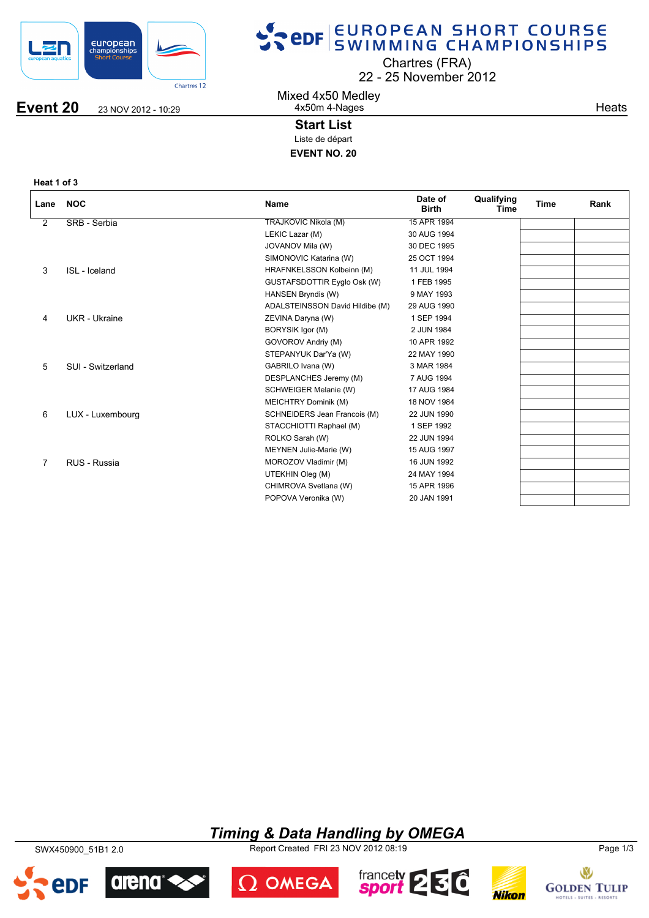# EUROPEAN SHORT COURSE SWIMMING CHAMPIONSHIPS

Chartres (FRA)
22 - 25 November 2012

**Event 20** 23 NOV 2012 - 10:29

Mixed 4x50 Medley
4x50m 4-Nages

Heats

## Start List

Liste de départ

**EVENT NO. 20**

**Heat 1 of 3**

| Lane | NOC | Name | Date of Birth | Qualifying Time | Time | Rank |
|---|---|---|---|---|---|---|
| 2 | SRB - Serbia | TRAJKOVIC Nikola (M) | 15 APR 1994 | | | |
| | | LEKIC Lazar (M) | 30 AUG 1994 | | | |
| | | JOVANOV Mila (W) | 30 DEC 1995 | | | |
| | | SIMONOVIC Katarina (W) | 25 OCT 1994 | | | |
| 3 | ISL - Iceland | HRAFNKELSSON Kolbeinn (M) | 11 JUL 1994 | | | |
| | | GUSTAFSDOTTIR Eyglo Osk (W) | 1 FEB 1995 | | | |
| | | HANSEN Bryndis (W) | 9 MAY 1993 | | | |
| | | ADALSTEINSSON David Hildibe (M) | 29 AUG 1990 | | | |
| 4 | UKR - Ukraine | ZEVINA Daryna (W) | 1 SEP 1994 | | | |
| | | BORYSIK Igor (M) | 2 JUN 1984 | | | |
| | | GOVOROV Andriy (M) | 10 APR 1992 | | | |
| | | STEPANYUK Dar'Ya (W) | 22 MAY 1990 | | | |
| 5 | SUI - Switzerland | GABRILO Ivana (W) | 3 MAR 1984 | | | |
| | | DESPLANCHES Jeremy (M) | 7 AUG 1994 | | | |
| | | SCHWEIGER Melanie (W) | 17 AUG 1984 | | | |
| | | MEICHTRY Dominik (M) | 18 NOV 1984 | | | |
| 6 | LUX - Luxembourg | SCHNEIDERS Jean Francois (M) | 22 JUN 1990 | | | |
| | | STACCHIOTTI Raphael (M) | 1 SEP 1992 | | | |
| | | ROLKO Sarah (W) | 22 JUN 1994 | | | |
| | | MEYNEN Julie-Marie (W) | 15 AUG 1997 | | | |
| 7 | RUS - Russia | MOROZOV Vladimir (M) | 16 JUN 1992 | | | |
| | | UTEKHIN Oleg (M) | 24 MAY 1994 | | | |
| | | CHIMROVA Svetlana (W) | 15 APR 1996 | | | |
| | | POPOVA Veronika (W) | 20 JAN 1991 | | | |

*Timing & Data Handling by OMEGA*

SWX450900_51B1 2.0 Report Created FRI 23 NOV 2012 08:19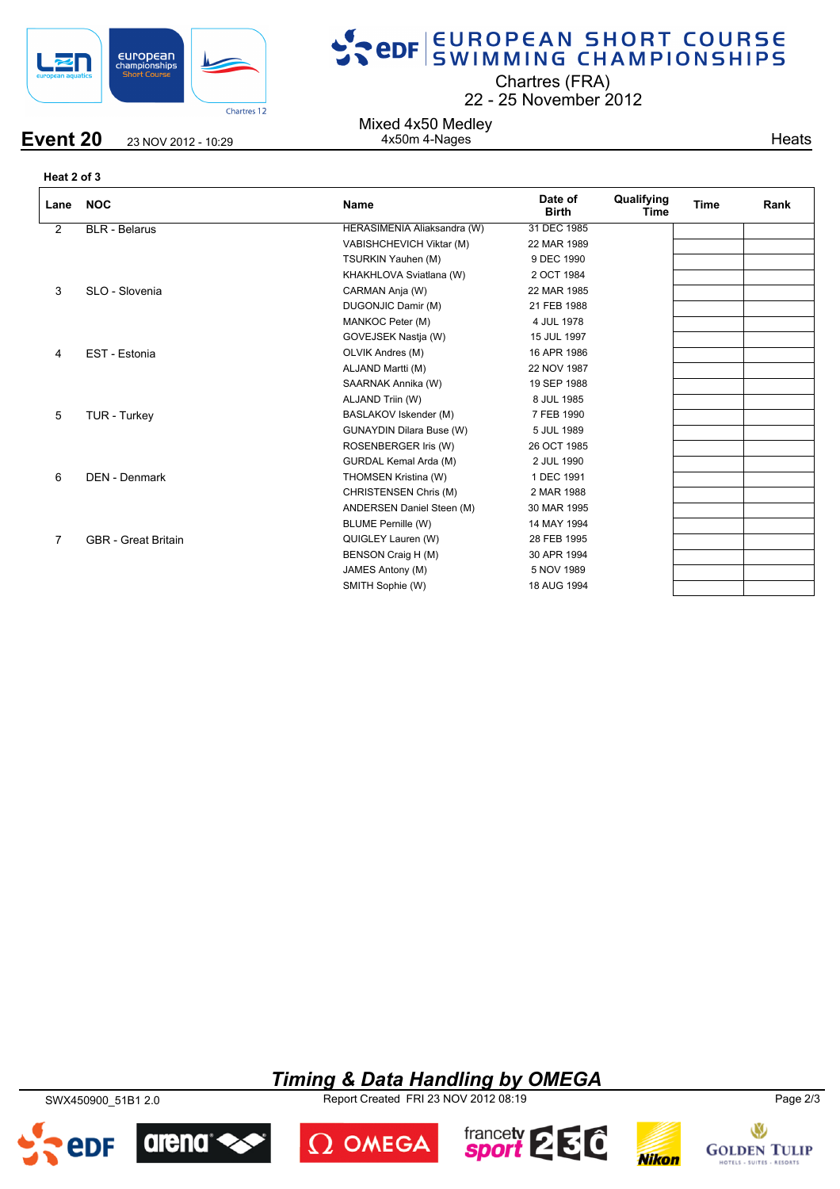# EUROPEAN SHORT COURSE SWIMMING CHAMPIONSHIPS

Chartres (FRA)
22 - 25 November 2012

**Event 20** 23 NOV 2012 - 10:29

Mixed 4x50 Medley
4x50m 4-Nages

Heats

**Heat 2 of 3**

| Lane | NOC | Name | Date of Birth | Qualifying Time | Time | Rank |
|---|---|---|---|---|---|---|
| 2 | BLR - Belarus | HERASIMENIA Aliaksandra (W) | 31 DEC 1985 | | | |
| | | VABISHCHEVICH Viktar (M) | 22 MAR 1989 | | | |
| | | TSURKIN Yauhen (M) | 9 DEC 1990 | | | |
| | | KHAKHLOVA Sviatlana (W) | 2 OCT 1984 | | | |
| 3 | SLO - Slovenia | CARMAN Anja (W) | 22 MAR 1985 | | | |
| | | DUGONJIC Damir (M) | 21 FEB 1988 | | | |
| | | MANKOC Peter (M) | 4 JUL 1978 | | | |
| | | GOVEJSEK Nastja (W) | 15 JUL 1997 | | | |
| 4 | EST - Estonia | OLVIK Andres (M) | 16 APR 1986 | | | |
| | | ALJAND Martti (M) | 22 NOV 1987 | | | |
| | | SAARNAK Annika (W) | 19 SEP 1988 | | | |
| | | ALJAND Triin (W) | 8 JUL 1985 | | | |
| 5 | TUR - Turkey | BASLAKOV Iskender (M) | 7 FEB 1990 | | | |
| | | GUNAYDIN Dilara Buse (W) | 5 JUL 1989 | | | |
| | | ROSENBERGER Iris (W) | 26 OCT 1985 | | | |
| | | GURDAL Kemal Arda (M) | 2 JUL 1990 | | | |
| 6 | DEN - Denmark | THOMSEN Kristina (W) | 1 DEC 1991 | | | |
| | | CHRISTENSEN Chris (M) | 2 MAR 1988 | | | |
| | | ANDERSEN Daniel Steen (M) | 30 MAR 1995 | | | |
| | | BLUME Pernille (W) | 14 MAY 1994 | | | |
| 7 | GBR - Great Britain | QUIGLEY Lauren (W) | 28 FEB 1995 | | | |
| | | BENSON Craig H (M) | 30 APR 1994 | | | |
| | | JAMES Antony (M) | 5 NOV 1989 | | | |
| | | SMITH Sophie (W) | 18 AUG 1994 | | | |

*Timing & Data Handling by OMEGA*

SWX450900_51B1 2.0 Report Created FRI 23 NOV 2012 08:19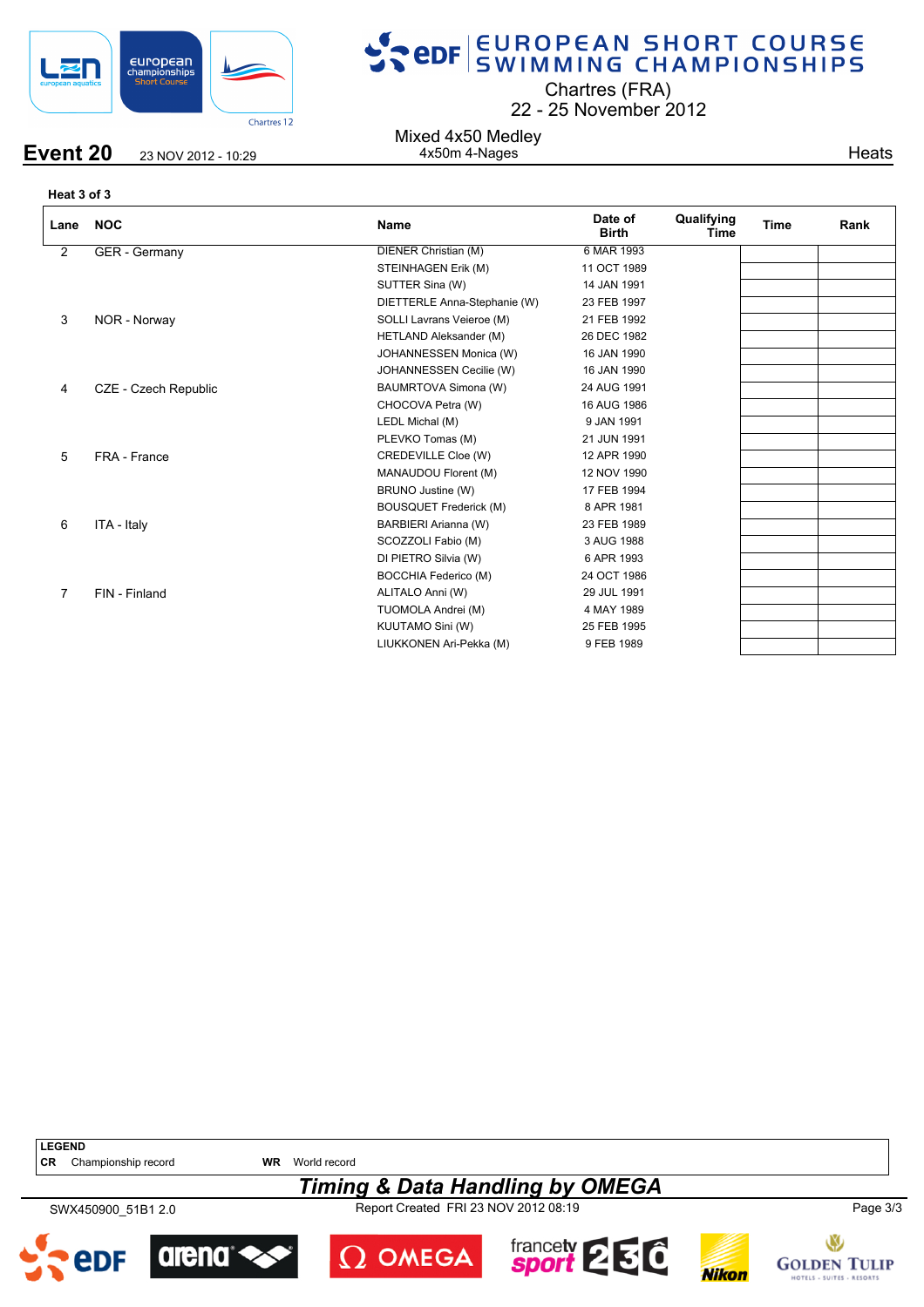# EUROPEAN SHORT COURSE SWIMMING CHAMPIONSHIPS

Chartres (FRA)
22 - 25 November 2012

**Event 20** 23 NOV 2012 - 10:29

Mixed 4x50 Medley
4x50m 4-Nages

Heats

**Heat 3 of 3**

| Lane | NOC | Name | Date of Birth | Qualifying Time | Time | Rank |
|---|---|---|---|---|---|---|
| 2 | GER - Germany | DIENER Christian (M) | 6 MAR 1993 | | | |
| | | STEINHAGEN Erik (M) | 11 OCT 1989 | | | |
| | | SUTTER Sina (W) | 14 JAN 1991 | | | |
| | | DIETTERLE Anna-Stephanie (W) | 23 FEB 1997 | | | |
| 3 | NOR - Norway | SOLLI Lavrans Veieroe (M) | 21 FEB 1992 | | | |
| | | HETLAND Aleksander (M) | 26 DEC 1982 | | | |
| | | JOHANNESSEN Monica (W) | 16 JAN 1990 | | | |
| | | JOHANNESSEN Cecilie (W) | 16 JAN 1990 | | | |
| 4 | CZE - Czech Republic | BAUMRTOVA Simona (W) | 24 AUG 1991 | | | |
| | | CHOCOVA Petra (W) | 16 AUG 1986 | | | |
| | | LEDL Michal (M) | 9 JAN 1991 | | | |
| | | PLEVKO Tomas (M) | 21 JUN 1991 | | | |
| 5 | FRA - France | CREDEVILLE Cloe (W) | 12 APR 1990 | | | |
| | | MANAUDOU Florent (M) | 12 NOV 1990 | | | |
| | | BRUNO Justine (W) | 17 FEB 1994 | | | |
| | | BOUSQUET Frederick (M) | 8 APR 1981 | | | |
| 6 | ITA - Italy | BARBIERI Arianna (W) | 23 FEB 1989 | | | |
| | | SCOZZOLI Fabio (M) | 3 AUG 1988 | | | |
| | | DI PIETRO Silvia (W) | 6 APR 1993 | | | |
| | | BOCCHIA Federico (M) | 24 OCT 1986 | | | |
| 7 | FIN - Finland | ALITALO Anni (W) | 29 JUL 1991 | | | |
| | | TUOMOLA Andrei (M) | 4 MAY 1989 | | | |
| | | KUUTAMO Sini (W) | 25 FEB 1995 | | | |
| | | LIUKKONEN Ari-Pekka (M) | 9 FEB 1989 | | | |

**LEGEND**

**CR** Championship record **WR** World record

***Timing & Data Handling by OMEGA***

SWX450900_51B1 2.0 Report Created FRI 23 NOV 2012 08:19